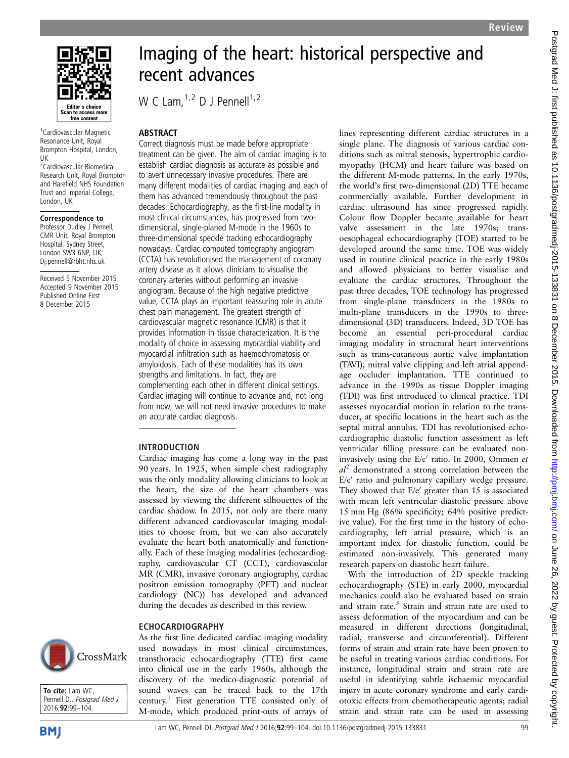# Imaging of the heart: historical perspective and recent advances

W C Lam,[1,2] D J Pennell[1,2]

[1]Cardiovascular Magnetic Resonance Unit, Royal Brompton Hospital, London, UK
[2]Cardiovascular Biomedical Research Unit, Royal Brompton and Harefield NHS Foundation Trust and Imperial College, London, UK

**Correspondence to**
Professor Dudley J Pennell, CMR Unit, Royal Brompton Hospital, Sydney Street, London SW3 6NP, UK; Dj.pennell@rbht.nhs.uk

Received 5 November 2015
Accepted 9 November 2015
Published Online First
8 December 2015

**To cite:** Lam WC, Pennell DJ. *Postgrad Med J* 2016;**92**:99–104.

## ABSTRACT

Correct diagnosis must be made before appropriate treatment can be given. The aim of cardiac imaging is to establish cardiac diagnosis as accurate as possible and to avert unnecessary invasive procedures. There are many different modalities of cardiac imaging and each of them has advanced tremendously throughout the past decades. Echocardiography, as the first-line modality in most clinical circumstances, has progressed from two-dimensional, single-planed M-mode in the 1960s to three-dimensional speckle tracking echocardiography nowadays. Cardiac computed tomography angiogram (CCTA) has revolutionised the management of coronary artery disease as it allows clinicians to visualise the coronary arteries without performing an invasive angiogram. Because of the high negative predictive value, CCTA plays an important reassuring role in acute chest pain management. The greatest strength of cardiovascular magnetic resonance (CMR) is that it provides information in tissue characterization. It is the modality of choice in assessing myocardial viability and myocardial infiltration such as haemochromatosis or amyloidosis. Each of these modalities has its own strengths and limitations. In fact, they are complementing each other in different clinical settings. Cardiac imaging will continue to advance and, not long from now, we will not need invasive procedures to make an accurate cardiac diagnosis.

## INTRODUCTION

Cardiac imaging has come a long way in the past 90 years. In 1925, when simple chest radiography was the only modality allowing clinicians to look at the heart, the size of the heart chambers was assessed by viewing the different silhouettes of the cardiac shadow. In 2015, not only are there many different advanced cardiovascular imaging modalities to choose from, but we can also accurately evaluate the heart both anatomically and functionally. Each of these imaging modalities (echocardiography, cardiovascular CT (CCT), cardiovascular MR (CMR), invasive coronary angiography, cardiac positron emission tomography (PET) and nuclear cardiology (NC)) has developed and advanced during the decades as described in this review.

## ECHOCARDIOGRAPHY

As the first line dedicated cardiac imaging modality used nowadays in most clinical circumstances, transthoracic echocardiography (TTE) first came into clinical use in the early 1960s, although the discovery of the medico-diagnostic potential of sound waves can be traced back to the 17th century.[1] First generation TTE consisted only of M-mode, which produced print-outs of arrays of lines representing different cardiac structures in a single plane. The diagnosis of various cardiac conditions such as mitral stenosis, hypertrophic cardiomyopathy (HCM) and heart failure was based on the different M-mode patterns. In the early 1970s, the world's first two-dimensional (2D) TTE became commercially available. Further development in cardiac ultrasound has since progressed rapidly. Colour flow Doppler became available for heart valve assessment in the late 1970s; transoesophageal echocardiography (TOE) started to be developed around the same time. TOE was widely used in routine clinical practice in the early 1980s and allowed physicians to better visualise and evaluate the cardiac structures. Throughout the past three decades, TOE technology has progressed from single-plane transducers in the 1980s to multi-plane transducers in the 1990s to three-dimensional (3D) transducers. Indeed, 3D TOE has become an essential peri-procedural cardiac imaging modality in structural heart interventions such as trans-cutaneous aortic valve implantation (TAVI), mitral valve clipping and left atrial appendage occluder implantation. TTE continued to advance in the 1990s as tissue Doppler imaging (TDI) was first introduced to clinical practice. TDI assesses myocardial motion in relation to the transducer, at specific locations in the heart such as the septal mitral annulus. TDI has revolutionised echocardiographic diastolic function assessment as left ventricular filling pressure can be evaluated non-invasively using the E/e′ ratio. In 2000, Ommen *et al*[2] demonstrated a strong correlation between the E/e′ ratio and pulmonary capillary wedge pressure. They showed that E/e′ greater than 15 is associated with mean left ventricular diastolic pressure above 15 mm Hg (86% specificity; 64% positive predictive value). For the first time in the history of echocardiography, left atrial pressure, which is an important index for diastolic function, could be estimated non-invasively. This generated many research papers on diastolic heart failure.

With the introduction of 2D speckle tracking echocardiography (STE) in early 2000, myocardial mechanics could also be evaluated based on strain and strain rate.[3] Strain and strain rate are used to assess deformation of the myocardium and can be measured in different directions (longitudinal, radial, transverse and circumferential). Different forms of strain and strain rate have been proven to be useful in treating various cardiac conditions. For instance, longitudinal strain and strain rate are useful in identifying subtle ischaemic myocardial injury in acute coronary syndrome and early cardiotoxic effects from chemotherapeutic agents; radial strain and strain rate can be used in assessing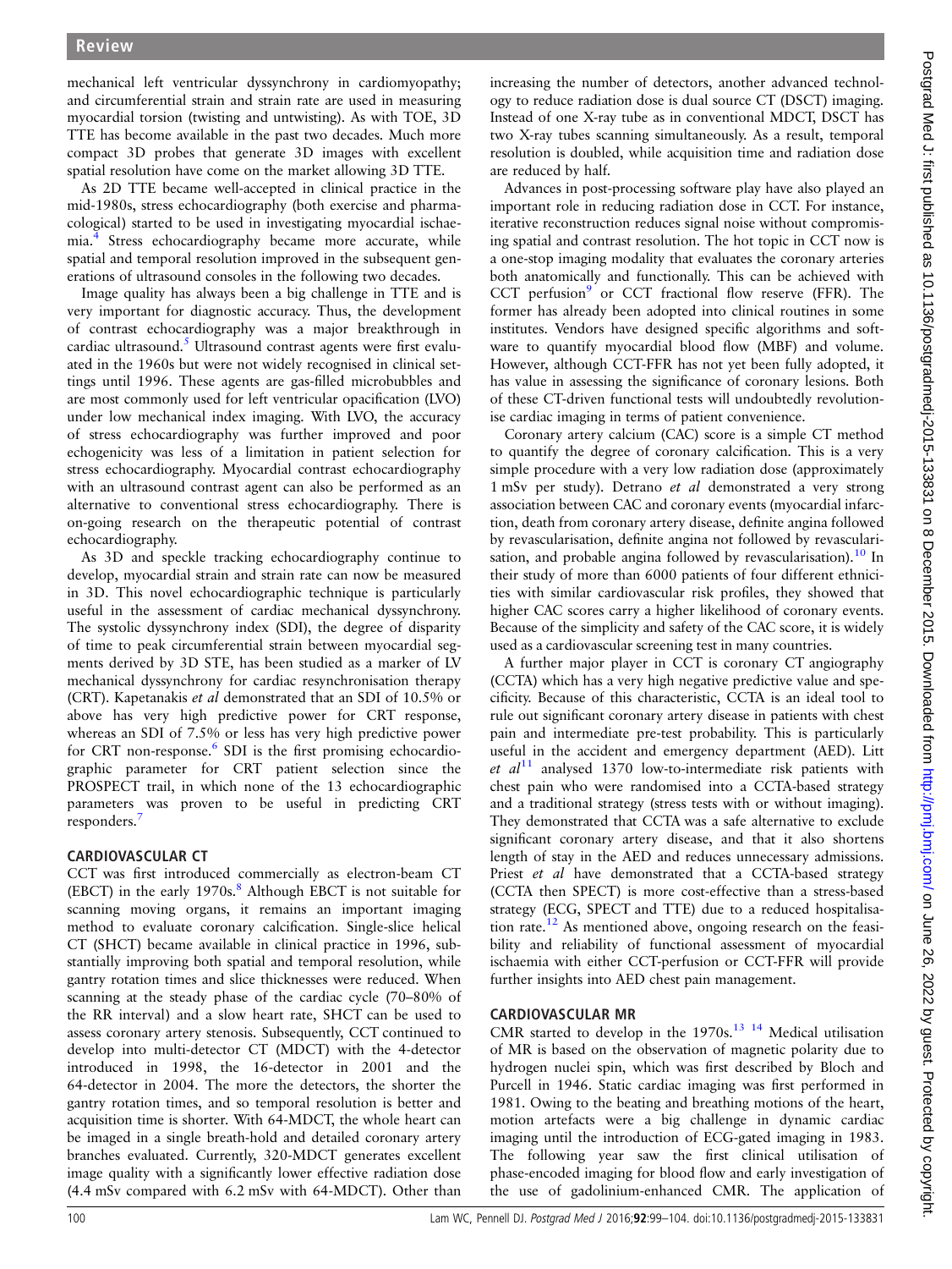mechanical left ventricular dyssynchrony in cardiomyopathy; and circumferential strain and strain rate are used in measuring myocardial torsion (twisting and untwisting). As with TOE, 3D TTE has become available in the past two decades. Much more compact 3D probes that generate 3D images with excellent spatial resolution have come on the market allowing 3D TTE.

As 2D TTE became well-accepted in clinical practice in the mid-1980s, stress echocardiography (both exercise and pharmacological) started to be used in investigating myocardial ischaemia.[4] Stress echocardiography became more accurate, while spatial and temporal resolution improved in the subsequent generations of ultrasound consoles in the following two decades.

Image quality has always been a big challenge in TTE and is very important for diagnostic accuracy. Thus, the development of contrast echocardiography was a major breakthrough in cardiac ultrasound.[5] Ultrasound contrast agents were first evaluated in the 1960s but were not widely recognised in clinical settings until 1996. These agents are gas-filled microbubbles and are most commonly used for left ventricular opacification (LVO) under low mechanical index imaging. With LVO, the accuracy of stress echocardiography was further improved and poor echogenicity was less of a limitation in patient selection for stress echocardiography. Myocardial contrast echocardiography with an ultrasound contrast agent can also be performed as an alternative to conventional stress echocardiography. There is on-going research on the therapeutic potential of contrast echocardiography.

As 3D and speckle tracking echocardiography continue to develop, myocardial strain and strain rate can now be measured in 3D. This novel echocardiographic technique is particularly useful in the assessment of cardiac mechanical dyssynchrony. The systolic dyssynchrony index (SDI), the degree of disparity of time to peak circumferential strain between myocardial segments derived by 3D STE, has been studied as a marker of LV mechanical dyssynchrony for cardiac resynchronisation therapy (CRT). Kapetanakis *et al* demonstrated that an SDI of 10.5% or above has very high predictive power for CRT response, whereas an SDI of 7.5% or less has very high predictive power for CRT non-response.[6] SDI is the first promising echocardiographic parameter for CRT patient selection since the PROSPECT trail, in which none of the 13 echocardiographic parameters was proven to be useful in predicting CRT responders.[7]

## CARDIOVASCULAR CT

CCT was first introduced commercially as electron-beam CT (EBCT) in the early 1970s.[8] Although EBCT is not suitable for scanning moving organs, it remains an important imaging method to evaluate coronary calcification. Single-slice helical CT (SHCT) became available in clinical practice in 1996, substantially improving both spatial and temporal resolution, while gantry rotation times and slice thicknesses were reduced. When scanning at the steady phase of the cardiac cycle (70–80% of the RR interval) and a slow heart rate, SHCT can be used to assess coronary artery stenosis. Subsequently, CCT continued to develop into multi-detector CT (MDCT) with the 4-detector introduced in 1998, the 16-detector in 2001 and the 64-detector in 2004. The more the detectors, the shorter the gantry rotation times, and so temporal resolution is better and acquisition time is shorter. With 64-MDCT, the whole heart can be imaged in a single breath-hold and detailed coronary artery branches evaluated. Currently, 320-MDCT generates excellent image quality with a significantly lower effective radiation dose (4.4 mSv compared with 6.2 mSv with 64-MDCT). Other than increasing the number of detectors, another advanced technology to reduce radiation dose is dual source CT (DSCT) imaging. Instead of one X-ray tube as in conventional MDCT, DSCT has two X-ray tubes scanning simultaneously. As a result, temporal resolution is doubled, while acquisition time and radiation dose are reduced by half.

Advances in post-processing software play have also played an important role in reducing radiation dose in CCT. For instance, iterative reconstruction reduces signal noise without compromising spatial and contrast resolution. The hot topic in CCT now is a one-stop imaging modality that evaluates the coronary arteries both anatomically and functionally. This can be achieved with CCT perfusion[9] or CCT fractional flow reserve (FFR). The former has already been adopted into clinical routines in some institutes. Vendors have designed specific algorithms and software to quantify myocardial blood flow (MBF) and volume. However, although CCT-FFR has not yet been fully adopted, it has value in assessing the significance of coronary lesions. Both of these CT-driven functional tests will undoubtedly revolutionise cardiac imaging in terms of patient convenience.

Coronary artery calcium (CAC) score is a simple CT method to quantify the degree of coronary calcification. This is a very simple procedure with a very low radiation dose (approximately 1 mSv per study). Detrano *et al* demonstrated a very strong association between CAC and coronary events (myocardial infarction, death from coronary artery disease, definite angina followed by revascularisation, definite angina not followed by revascularisation, and probable angina followed by revascularisation).[10] In their study of more than 6000 patients of four different ethnicities with similar cardiovascular risk profiles, they showed that higher CAC scores carry a higher likelihood of coronary events. Because of the simplicity and safety of the CAC score, it is widely used as a cardiovascular screening test in many countries.

A further major player in CCT is coronary CT angiography (CCTA) which has a very high negative predictive value and specificity. Because of this characteristic, CCTA is an ideal tool to rule out significant coronary artery disease in patients with chest pain and intermediate pre-test probability. This is particularly useful in the accident and emergency department (AED). Litt *et al*[11] analysed 1370 low-to-intermediate risk patients with chest pain who were randomised into a CCTA-based strategy and a traditional strategy (stress tests with or without imaging). They demonstrated that CCTA was a safe alternative to exclude significant coronary artery disease, and that it also shortens length of stay in the AED and reduces unnecessary admissions. Priest *et al* have demonstrated that a CCTA-based strategy (CCTA then SPECT) is more cost-effective than a stress-based strategy (ECG, SPECT and TTE) due to a reduced hospitalisation rate.[12] As mentioned above, ongoing research on the feasibility and reliability of functional assessment of myocardial ischaemia with either CCT-perfusion or CCT-FFR will provide further insights into AED chest pain management.

## CARDIOVASCULAR MR

CMR started to develop in the 1970s.[13,14] Medical utilisation of MR is based on the observation of magnetic polarity due to hydrogen nuclei spin, which was first described by Bloch and Purcell in 1946. Static cardiac imaging was first performed in 1981. Owing to the beating and breathing motions of the heart, motion artefacts were a big challenge in dynamic cardiac imaging until the introduction of ECG-gated imaging in 1983. The following year saw the first clinical utilisation of phase-encoded imaging for blood flow and early investigation of the use of gadolinium-enhanced CMR. The application of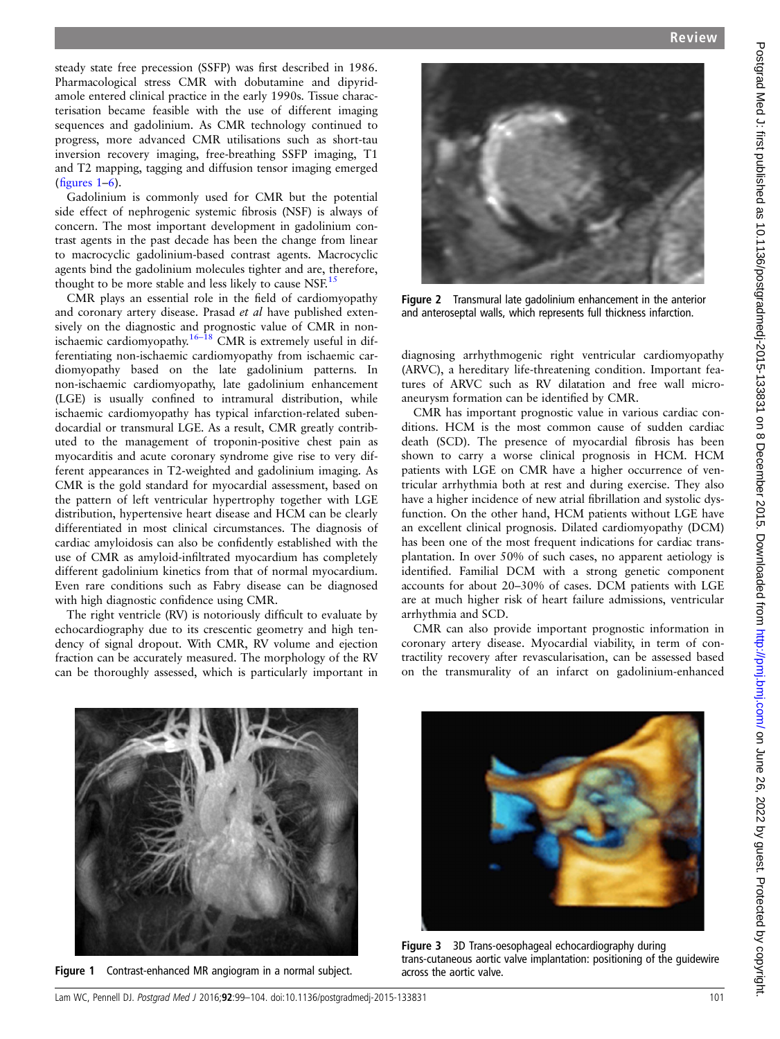steady state free precession (SSFP) was first described in 1986. Pharmacological stress CMR with dobutamine and dipyridamole entered clinical practice in the early 1990s. Tissue characterisation became feasible with the use of different imaging sequences and gadolinium. As CMR technology continued to progress, more advanced CMR utilisations such as short-tau inversion recovery imaging, free-breathing SSFP imaging, T1 and T2 mapping, tagging and diffusion tensor imaging emerged (figures 1–6).

Gadolinium is commonly used for CMR but the potential side effect of nephrogenic systemic fibrosis (NSF) is always of concern. The most important development in gadolinium contrast agents in the past decade has been the change from linear to macrocyclic gadolinium-based contrast agents. Macrocyclic agents bind the gadolinium molecules tighter and are, therefore, thought to be more stable and less likely to cause NSF.[15]

CMR plays an essential role in the field of cardiomyopathy and coronary artery disease. Prasad *et al* have published extensively on the diagnostic and prognostic value of CMR in non-ischaemic cardiomyopathy.[16–18] CMR is extremely useful in differentiating non-ischaemic cardiomyopathy from ischaemic cardiomyopathy based on the late gadolinium patterns. In non-ischaemic cardiomyopathy, late gadolinium enhancement (LGE) is usually confined to intramural distribution, while ischaemic cardiomyopathy has typical infarction-related subendocardial or transmural LGE. As a result, CMR greatly contributed to the management of troponin-positive chest pain as myocarditis and acute coronary syndrome give rise to very different appearances in T2-weighted and gadolinium imaging. As CMR is the gold standard for myocardial assessment, based on the pattern of left ventricular hypertrophy together with LGE distribution, hypertensive heart disease and HCM can be clearly differentiated in most clinical circumstances. The diagnosis of cardiac amyloidosis can also be confidently established with the use of CMR as amyloid-infiltrated myocardium has completely different gadolinium kinetics from that of normal myocardium. Even rare conditions such as Fabry disease can be diagnosed with high diagnostic confidence using CMR.

The right ventricle (RV) is notoriously difficult to evaluate by echocardiography due to its crescentic geometry and high tendency of signal dropout. With CMR, RV volume and ejection fraction can be accurately measured. The morphology of the RV can be thoroughly assessed, which is particularly important in diagnosing arrhythmogenic right ventricular cardiomyopathy (ARVC), a hereditary life-threatening condition. Important features of ARVC such as RV dilatation and free wall microaneurysm formation can be identified by CMR.

Figure 2 Transmural late gadolinium enhancement in the anterior and anteroseptal walls, which represents full thickness infarction.

CMR has important prognostic value in various cardiac conditions. HCM is the most common cause of sudden cardiac death (SCD). The presence of myocardial fibrosis has been shown to carry a worse clinical prognosis in HCM. HCM patients with LGE on CMR have a higher occurrence of ventricular arrhythmia both at rest and during exercise. They also have a higher incidence of new atrial fibrillation and systolic dysfunction. On the other hand, HCM patients without LGE have an excellent clinical prognosis. Dilated cardiomyopathy (DCM) has been one of the most frequent indications for cardiac transplantation. In over 50% of such cases, no apparent aetiology is identified. Familial DCM with a strong genetic component accounts for about 20–30% of cases. DCM patients with LGE are at much higher risk of heart failure admissions, ventricular arrhythmia and SCD.

CMR can also provide important prognostic information in coronary artery disease. Myocardial viability, in term of contractility recovery after revascularisation, can be assessed based on the transmurality of an infarct on gadolinium-enhanced

Figure 1 Contrast-enhanced MR angiogram in a normal subject.

Figure 3 3D Trans-oesophageal echocardiography during trans-cutaneous aortic valve implantation: positioning of the guidewire across the aortic valve.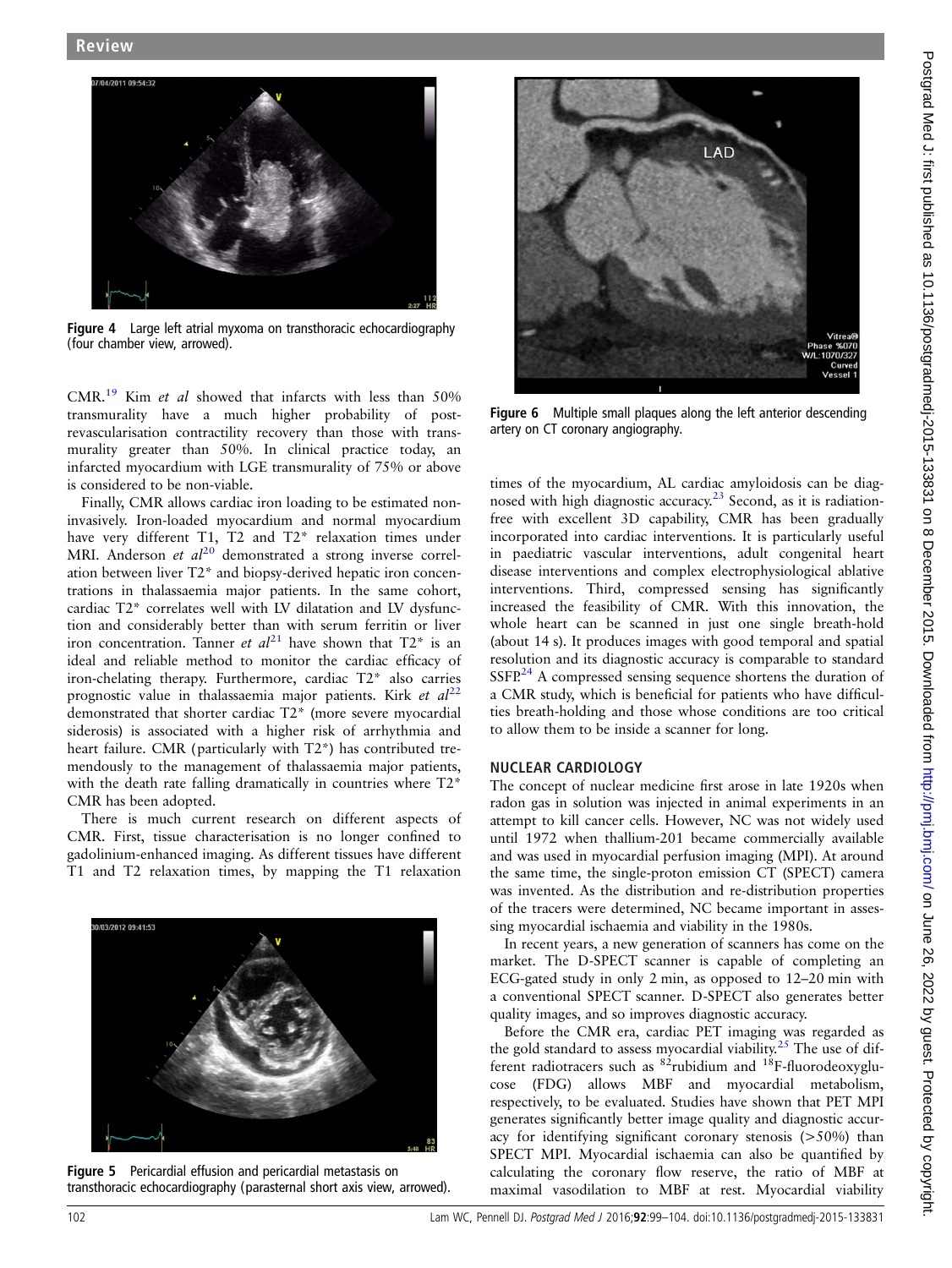Figure 4 Large left atrial myxoma on transthoracic echocardiography (four chamber view, arrowed).

CMR.[19] Kim *et al* showed that infarcts with less than 50% transmurality have a much higher probability of post-revascularisation contractility recovery than those with transmurality greater than 50%. In clinical practice today, an infarcted myocardium with LGE transmurality of 75% or above is considered to be non-viable.

Finally, CMR allows cardiac iron loading to be estimated non-invasively. Iron-loaded myocardium and normal myocardium have very different T1, T2 and T2* relaxation times under MRI. Anderson *et al*[20] demonstrated a strong inverse correlation between liver T2* and biopsy-derived hepatic iron concentrations in thalassaemia major patients. In the same cohort, cardiac T2* correlates well with LV dilatation and LV dysfunction and considerably better than with serum ferritin or liver iron concentration. Tanner *et al*[21] have shown that T2* is an ideal and reliable method to monitor the cardiac efficacy of iron-chelating therapy. Furthermore, cardiac T2* also carries prognostic value in thalassaemia major patients. Kirk *et al*[22] demonstrated that shorter cardiac T2* (more severe myocardial siderosis) is associated with a higher risk of arrhythmia and heart failure. CMR (particularly with T2*) has contributed tremendously to the management of thalassaemia major patients, with the death rate falling dramatically in countries where T2* CMR has been adopted.

There is much current research on different aspects of CMR. First, tissue characterisation is no longer confined to gadolinium-enhanced imaging. As different tissues have different T1 and T2 relaxation times, by mapping the T1 relaxation times of the myocardium, AL cardiac amyloidosis can be diagnosed with high diagnostic accuracy.[23] Second, as it is radiation-free with excellent 3D capability, CMR has been gradually incorporated into cardiac interventions. It is particularly useful in paediatric vascular interventions, adult congenital heart disease interventions and complex electrophysiological ablative interventions. Third, compressed sensing has significantly increased the feasibility of CMR. With this innovation, the whole heart can be scanned in just one single breath-hold (about 14 s). It produces images with good temporal and spatial resolution and its diagnostic accuracy is comparable to standard SSFP.[24] A compressed sensing sequence shortens the duration of a CMR study, which is beneficial for patients who have difficulties breath-holding and those whose conditions are too critical to allow them to be inside a scanner for long.

Figure 5 Pericardial effusion and pericardial metastasis on transthoracic echocardiography (parasternal short axis view, arrowed).

Figure 6 Multiple small plaques along the left anterior descending artery on CT coronary angiography.

## NUCLEAR CARDIOLOGY

The concept of nuclear medicine first arose in late 1920s when radon gas in solution was injected in animal experiments in an attempt to kill cancer cells. However, NC was not widely used until 1972 when thallium-201 became commercially available and was used in myocardial perfusion imaging (MPI). At around the same time, the single-proton emission CT (SPECT) camera was invented. As the distribution and re-distribution properties of the tracers were determined, NC became important in assessing myocardial ischaemia and viability in the 1980s.

In recent years, a new generation of scanners has come on the market. The D-SPECT scanner is capable of completing an ECG-gated study in only 2 min, as opposed to 12–20 min with a conventional SPECT scanner. D-SPECT also generates better quality images, and so improves diagnostic accuracy.

Before the CMR era, cardiac PET imaging was regarded as the gold standard to assess myocardial viability.[25] The use of different radiotracers such as $^{82}$rubidium and $^{18}$F-fluorodeoxyglucose (FDG) allows MBF and myocardial metabolism, respectively, to be evaluated. Studies have shown that PET MPI generates significantly better image quality and diagnostic accuracy for identifying significant coronary stenosis (>50%) than SPECT MPI. Myocardial ischaemia can also be quantified by calculating the coronary flow reserve, the ratio of MBF at maximal vasodilation to MBF at rest. Myocardial viability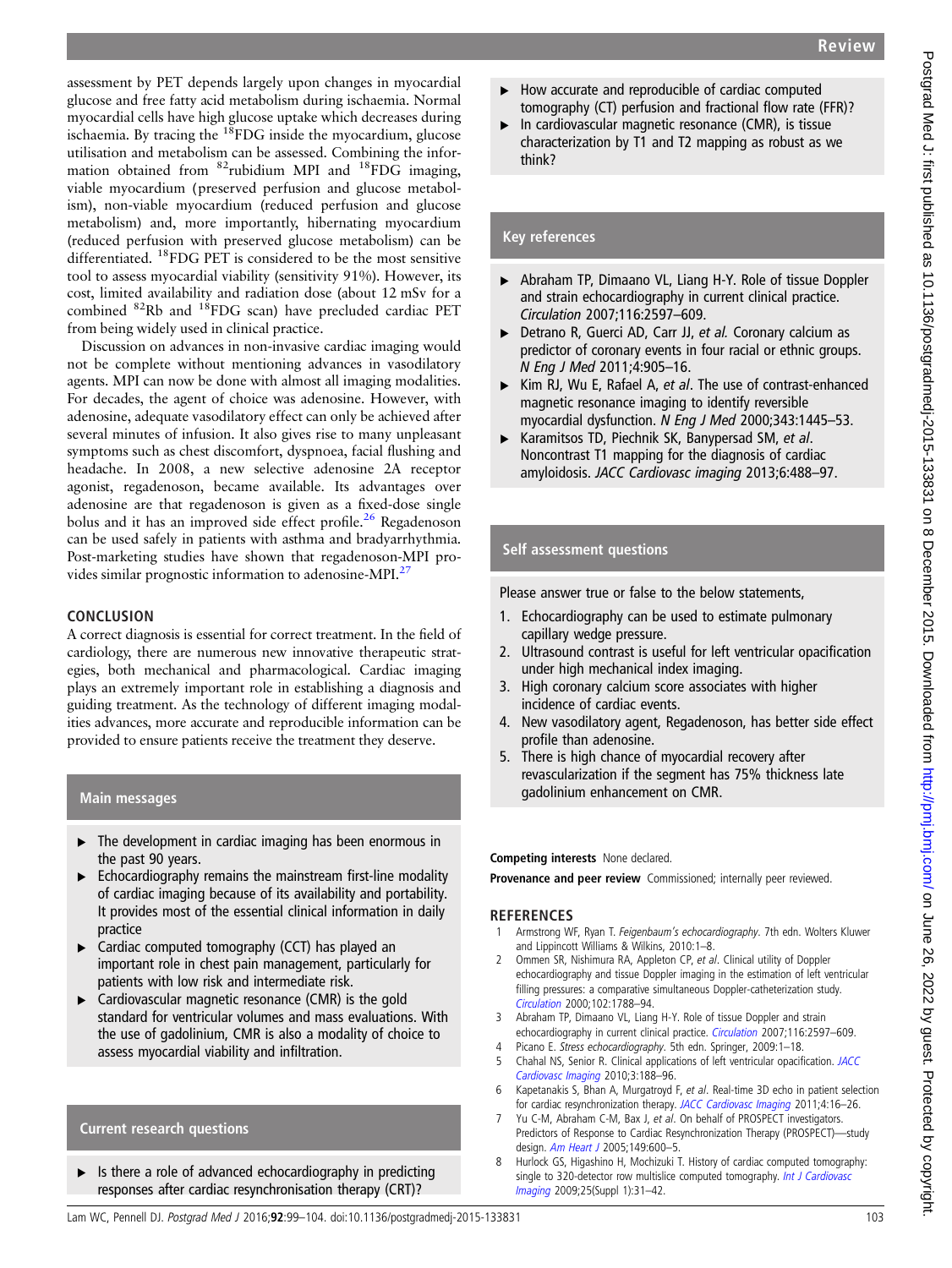assessment by PET depends largely upon changes in myocardial glucose and free fatty acid metabolism during ischaemia. Normal myocardial cells have high glucose uptake which decreases during ischaemia. By tracing the $^{18}$FDG inside the myocardium, glucose utilisation and metabolism can be assessed. Combining the information obtained from $^{82}$rubidium MPI and $^{18}$FDG imaging, viable myocardium (preserved perfusion and glucose metabolism), non-viable myocardium (reduced perfusion and glucose metabolism) and, more importantly, hibernating myocardium (reduced perfusion with preserved glucose metabolism) can be differentiated. $^{18}$FDG PET is considered to be the most sensitive tool to assess myocardial viability (sensitivity 91%). However, its cost, limited availability and radiation dose (about 12 mSv for a combined $^{82}$Rb and $^{18}$FDG scan) have precluded cardiac PET from being widely used in clinical practice.

Discussion on advances in non-invasive cardiac imaging would not be complete without mentioning advances in vasodilatory agents. MPI can now be done with almost all imaging modalities. For decades, the agent of choice was adenosine. However, with adenosine, adequate vasodilatory effect can only be achieved after several minutes of infusion. It also gives rise to many unpleasant symptoms such as chest discomfort, dyspnoea, facial flushing and headache. In 2008, a new selective adenosine 2A receptor agonist, regadenoson, became available. Its advantages over adenosine are that regadenoson is given as a fixed-dose single bolus and it has an improved side effect profile.[26] Regadenoson can be used safely in patients with asthma and bradyarrhythmia. Post-marketing studies have shown that regadenoson-MPI provides similar prognostic information to adenosine-MPI.[27]

## CONCLUSION

A correct diagnosis is essential for correct treatment. In the field of cardiology, there are numerous new innovative therapeutic strategies, both mechanical and pharmacological. Cardiac imaging plays an extremely important role in establishing a diagnosis and guiding treatment. As the technology of different imaging modalities advances, more accurate and reproducible information can be provided to ensure patients receive the treatment they deserve.

### Main messages

- The development in cardiac imaging has been enormous in the past 90 years.
- Echocardiography remains the mainstream first-line modality of cardiac imaging because of its availability and portability. It provides most of the essential clinical information in daily practice
- Cardiac computed tomography (CCT) has played an important role in chest pain management, particularly for patients with low risk and intermediate risk.
- Cardiovascular magnetic resonance (CMR) is the gold standard for ventricular volumes and mass evaluations. With the use of gadolinium, CMR is also a modality of choice to assess myocardial viability and infiltration.

### Current research questions

- Is there a role of advanced echocardiography in predicting responses after cardiac resynchronisation therapy (CRT)?
- How accurate and reproducible of cardiac computed tomography (CT) perfusion and fractional flow rate (FFR)?
- In cardiovascular magnetic resonance (CMR), is tissue characterization by T1 and T2 mapping as robust as we think?

### Key references

- Abraham TP, Dimaano VL, Liang H-Y. Role of tissue Doppler and strain echocardiography in current clinical practice. *Circulation* 2007;116:2597–609.
- Detrano R, Guerci AD, Carr JJ, *et al.* Coronary calcium as predictor of coronary events in four racial or ethnic groups. *N Eng J Med* 2011;4:905–16.
- Kim RJ, Wu E, Rafael A, *et al*. The use of contrast-enhanced magnetic resonance imaging to identify reversible myocardial dysfunction. *N Eng J Med* 2000;343:1445–53.
- Karamitsos TD, Piechnik SK, Banypersad SM, *et al.* Noncontrast T1 mapping for the diagnosis of cardiac amyloidosis. *JACC Cardiovasc imaging* 2013;6:488–97.

### Self assessment questions

Please answer true or false to the below statements,

1. Echocardiography can be used to estimate pulmonary capillary wedge pressure.
2. Ultrasound contrast is useful for left ventricular opacification under high mechanical index imaging.
3. High coronary calcium score associates with higher incidence of cardiac events.
4. New vasodilatory agent, Regadenoson, has better side effect profile than adenosine.
5. There is high chance of myocardial recovery after revascularization if the segment has 75% thickness late gadolinium enhancement on CMR.

**Competing interests** None declared.

**Provenance and peer review** Commissioned; internally peer reviewed.

## REFERENCES

1. Armstrong WF, Ryan T. *Feigenbaum's echocardiography*. 7th edn. Wolters Kluwer and Lippincott Williams & Wilkins, 2010:1–8.
2. Ommen SR, Nishimura RA, Appleton CP, *et al*. Clinical utility of Doppler echocardiography and tissue Doppler imaging in the estimation of left ventricular filling pressures: a comparative simultaneous Doppler-catheterization study. *Circulation* 2000;102:1788–94.
3. Abraham TP, Dimaano VL, Liang H-Y. Role of tissue Doppler and strain echocardiography in current clinical practice. *Circulation* 2007;116:2597–609.
4. Picano E. *Stress echocardiography*. 5th edn. Springer, 2009:1–18.
5. Chahal NS, Senior R. Clinical applications of left ventricular opacification. *JACC Cardiovasc Imaging* 2010;3:188–96.
6. Kapetanakis S, Bhan A, Murgatroyd F, *et al*. Real-time 3D echo in patient selection for cardiac resynchronization therapy. *JACC Cardiovasc Imaging* 2011;4:16–26.
7. Yu C-M, Abraham C-M, Bax J, *et al*. On behalf of PROSPECT investigators. Predictors of Response to Cardiac Resynchronization Therapy (PROSPECT)—study design. *Am Heart J* 2005;149:600–5.
8. Hurlock GS, Higashino H, Mochizuki T. History of cardiac computed tomography: single to 320-detector row multislice computed tomography. *Int J Cardiovasc Imaging* 2009;25(Suppl 1):31–42.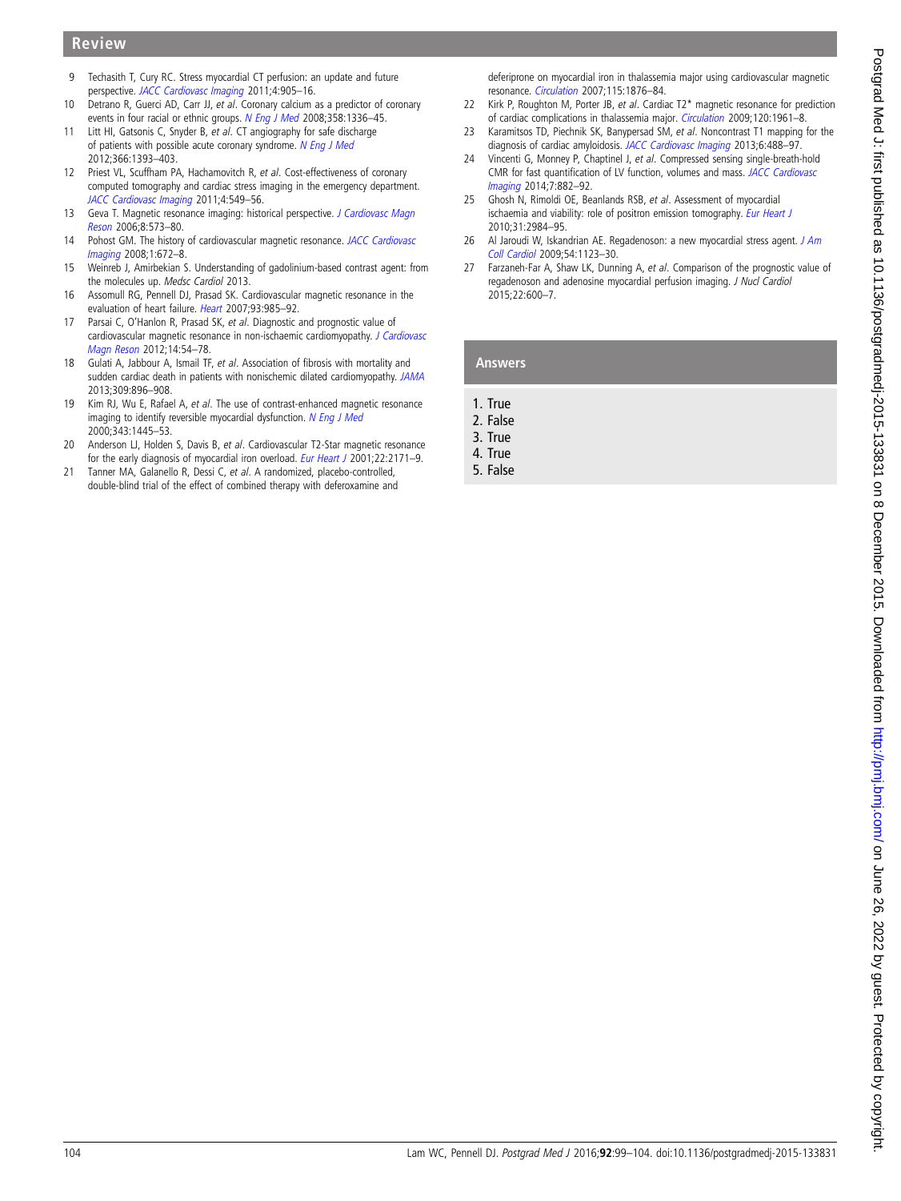9 Techasith T, Cury RC. Stress myocardial CT perfusion: an update and future perspective. *JACC Cardiovasc Imaging* 2011;4:905–16.

10 Detrano R, Guerci AD, Carr JJ, *et al*. Coronary calcium as a predictor of coronary events in four racial or ethnic groups. *N Eng J Med* 2008;358:1336–45.

11 Litt HI, Gatsonis C, Snyder B, *et al*. CT angiography for safe discharge of patients with possible acute coronary syndrome. *N Eng J Med* 2012;366:1393–403.

12 Priest VL, Scuffham PA, Hachamovitch R, *et al*. Cost-effectiveness of coronary computed tomography and cardiac stress imaging in the emergency department. *JACC Cardiovasc Imaging* 2011;4:549–56.

13 Geva T. Magnetic resonance imaging: historical perspective. *J Cardiovasc Magn Reson* 2006;8:573–80.

14 Pohost GM. The history of cardiovascular magnetic resonance. *JACC Cardiovasc Imaging* 2008;1:672–8.

15 Weinreb J, Amirbekian S. Understanding of gadolinium-based contrast agent: from the molecules up. *Medsc Cardiol* 2013.

16 Assomull RG, Pennell DJ, Prasad SK. Cardiovascular magnetic resonance in the evaluation of heart failure. *Heart* 2007;93:985–92.

17 Parsai C, O'Hanlon R, Prasad SK, *et al*. Diagnostic and prognostic value of cardiovascular magnetic resonance in non-ischaemic cardiomyopathy. *J Cardiovasc Magn Reson* 2012;14:54–78.

18 Gulati A, Jabbour A, Ismail TF, *et al*. Association of fibrosis with mortality and sudden cardiac death in patients with nonischemic dilated cardiomyopathy. *JAMA* 2013;309:896–908.

19 Kim RJ, Wu E, Rafael A, *et al*. The use of contrast-enhanced magnetic resonance imaging to identify reversible myocardial dysfunction. *N Eng J Med* 2000;343:1445–53.

20 Anderson LJ, Holden S, Davis B, *et al*. Cardiovascular T2-Star magnetic resonance for the early diagnosis of myocardial iron overload. *Eur Heart J* 2001;22:2171–9.

21 Tanner MA, Galanello R, Dessi C, *et al*. A randomized, placebo-controlled, double-blind trial of the effect of combined therapy with deferoxamine and deferiprone on myocardial iron in thalassemia major using cardiovascular magnetic resonance. *Circulation* 2007;115:1876–84.

22 Kirk P, Roughton M, Porter JB, *et al*. Cardiac T2* magnetic resonance for prediction of cardiac complications in thalassemia major. *Circulation* 2009;120:1961–8.

23 Karamitsos TD, Piechnik SK, Banypersad SM, *et al*. Noncontrast T1 mapping for the diagnosis of cardiac amyloidosis. *JACC Cardiovasc Imaging* 2013;6:488–97.

24 Vincenti G, Monney P, Chaptinel J, *et al*. Compressed sensing single-breath-hold CMR for fast quantification of LV function, volumes and mass. *JACC Cardiovasc Imaging* 2014;7:882–92.

25 Ghosh N, Rimoldi OE, Beanlands RSB, *et al*. Assessment of myocardial ischaemia and viability: role of positron emission tomography. *Eur Heart J* 2010;31:2984–95.

26 Al Jaroudi W, Iskandrian AE. Regadenoson: a new myocardial stress agent. *J Am Coll Cardiol* 2009;54:1123–30.

27 Farzaneh-Far A, Shaw LK, Dunning A, *et al*. Comparison of the prognostic value of regadenoson and adenosine myocardial perfusion imaging. *J Nucl Cardiol* 2015;22:600–7.

## Answers

1. True
2. False
3. True
4. True
5. False